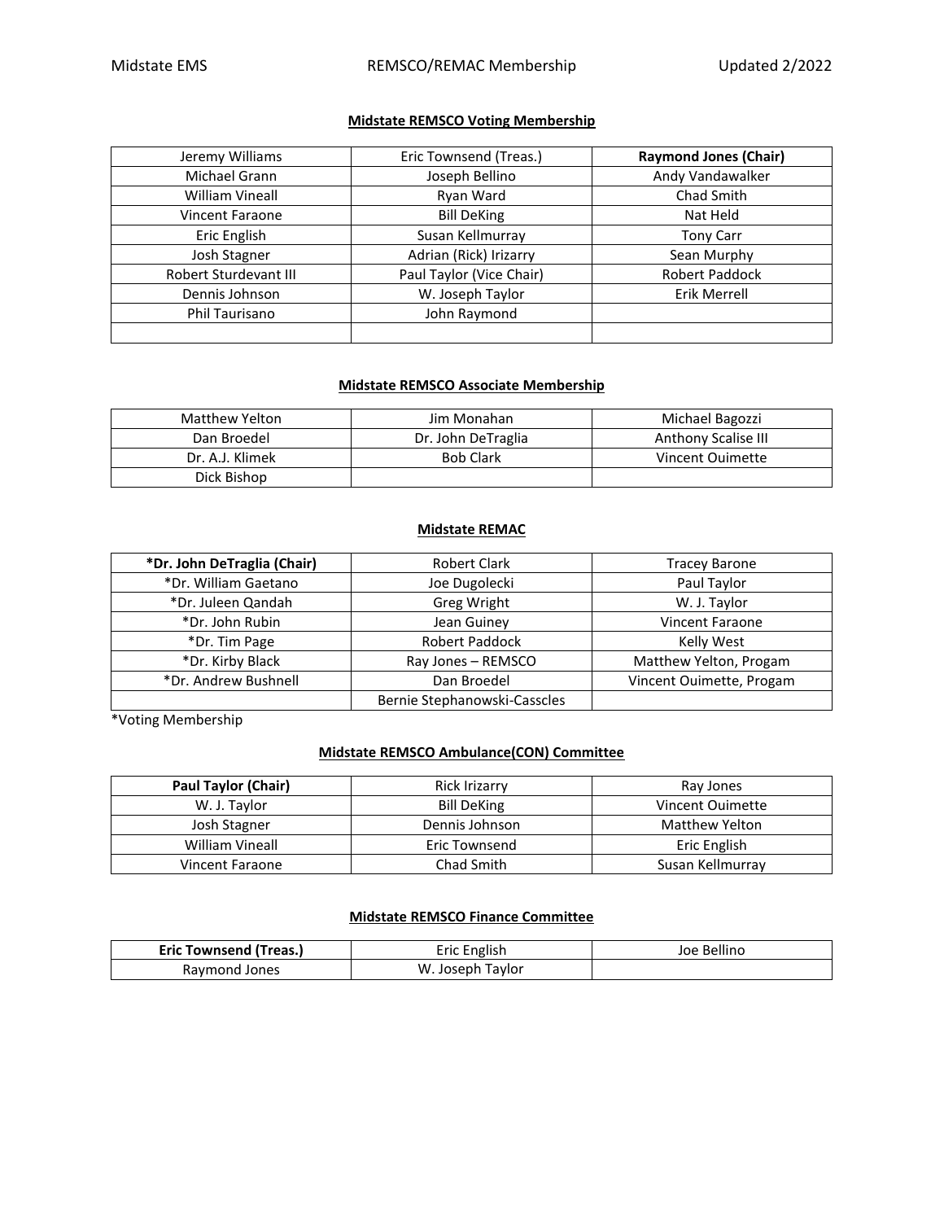## Midstate REMSCO Voting Membership

| | | |
|---|---|---|
| Jeremy Williams | Eric Townsend (Treas.) | **Raymond Jones (Chair)** |
| Michael Grann | Joseph Bellino | Andy Vandawalker |
| William Vineall | Ryan Ward | Chad Smith |
| Vincent Faraone | Bill DeKing | Nat Held |
| Eric English | Susan Kellmurray | Tony Carr |
| Josh Stagner | Adrian (Rick) Irizarry | Sean Murphy |
| Robert Sturdevant III | Paul Taylor (Vice Chair) | Robert Paddock |
| Dennis Johnson | W. Joseph Taylor | Erik Merrell |
| Phil Taurisano | John Raymond | |
| | | |

## Midstate REMSCO Associate Membership

| | | |
|---|---|---|
| Matthew Yelton | Jim Monahan | Michael Bagozzi |
| Dan Broedel | Dr. John DeTraglia | Anthony Scalise III |
| Dr. A.J. Klimek | Bob Clark | Vincent Ouimette |
| Dick Bishop | | |

## Midstate REMAC

| | | |
|---|---|---|
| **\*Dr. John DeTraglia (Chair)** | Robert Clark | Tracey Barone |
| *Dr. William Gaetano | Joe Dugolecki | Paul Taylor |
| *Dr. Juleen Qandah | Greg Wright | W. J. Taylor |
| *Dr. John Rubin | Jean Guiney | Vincent Faraone |
| *Dr. Tim Page | Robert Paddock | Kelly West |
| *Dr. Kirby Black | Ray Jones – REMSCO | Matthew Yelton, Progam |
| *Dr. Andrew Bushnell | Dan Broedel | Vincent Ouimette, Progam |
| | Bernie Stephanowski-Casscles | |

*Voting Membership

## Midstate REMSCO Ambulance(CON) Committee

| | | |
|---|---|---|
| **Paul Taylor (Chair)** | Rick Irizarry | Ray Jones |
| W. J. Taylor | Bill DeKing | Vincent Ouimette |
| Josh Stagner | Dennis Johnson | Matthew Yelton |
| William Vineall | Eric Townsend | Eric English |
| Vincent Faraone | Chad Smith | Susan Kellmurray |

## Midstate REMSCO Finance Committee

| | | |
|---|---|---|
| **Eric Townsend (Treas.)** | Eric English | Joe Bellino |
| Raymond Jones | W. Joseph Taylor | |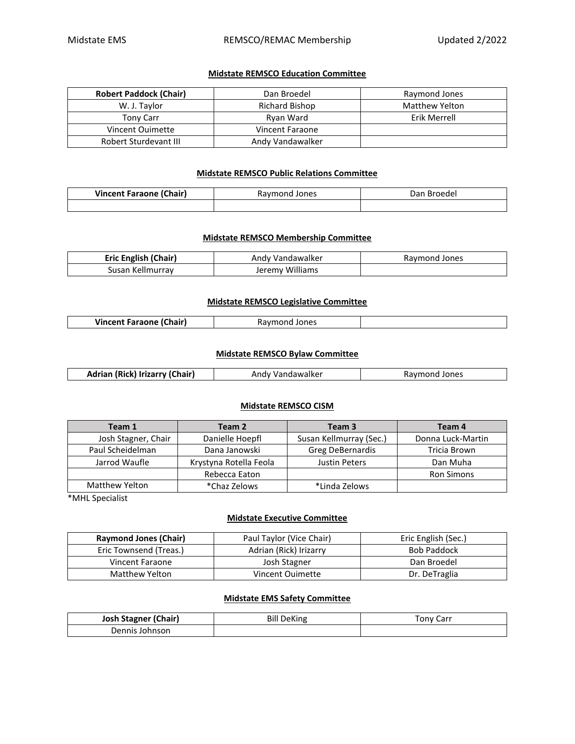**Midstate REMSCO Education Committee**

| | | |
|---|---|---|
| **Robert Paddock (Chair)** | Dan Broedel | Raymond Jones |
| W. J. Taylor | Richard Bishop | Matthew Yelton |
| Tony Carr | Ryan Ward | Erik Merrell |
| Vincent Ouimette | Vincent Faraone | |
| Robert Sturdevant III | Andy Vandawalker | |

**Midstate REMSCO Public Relations Committee**

| | | |
|---|---|---|
| **Vincent Faraone (Chair)** | Raymond Jones | Dan Broedel |
| | | |

**Midstate REMSCO Membership Committee**

| | | |
|---|---|---|
| **Eric English (Chair)** | Andy Vandawalker | Raymond Jones |
| Susan Kellmurray | Jeremy Williams | |

**Midstate REMSCO Legislative Committee**

| | | |
|---|---|---|
| **Vincent Faraone (Chair)** | Raymond Jones | |

**Midstate REMSCO Bylaw Committee**

| | | |
|---|---|---|
| **Adrian (Rick) Irizarry (Chair)** | Andy Vandawalker | Raymond Jones |

**Midstate REMSCO CISM**

| Team 1 | Team 2 | Team 3 | Team 4 |
|---|---|---|---|
| Josh Stagner, Chair | Danielle Hoepfl | Susan Kellmurray (Sec.) | Donna Luck-Martin |
| Paul Scheidelman | Dana Janowski | Greg DeBernardis | Tricia Brown |
| Jarrod Waufle | Krystyna Rotella Feola | Justin Peters | Dan Muha |
| | Rebecca Eaton | | Ron Simons |
| Matthew Yelton | *Chaz Zelows | *Linda Zelows | |

*MHL Specialist

**Midstate Executive Committee**

| | | |
|---|---|---|
| **Raymond Jones (Chair)** | Paul Taylor (Vice Chair) | Eric English (Sec.) |
| Eric Townsend (Treas.) | Adrian (Rick) Irizarry | Bob Paddock |
| Vincent Faraone | Josh Stagner | Dan Broedel |
| Matthew Yelton | Vincent Ouimette | Dr. DeTraglia |

**Midstate EMS Safety Committee**

| | | |
|---|---|---|
| **Josh Stagner (Chair)** | Bill DeKing | Tony Carr |
| Dennis Johnson | | |